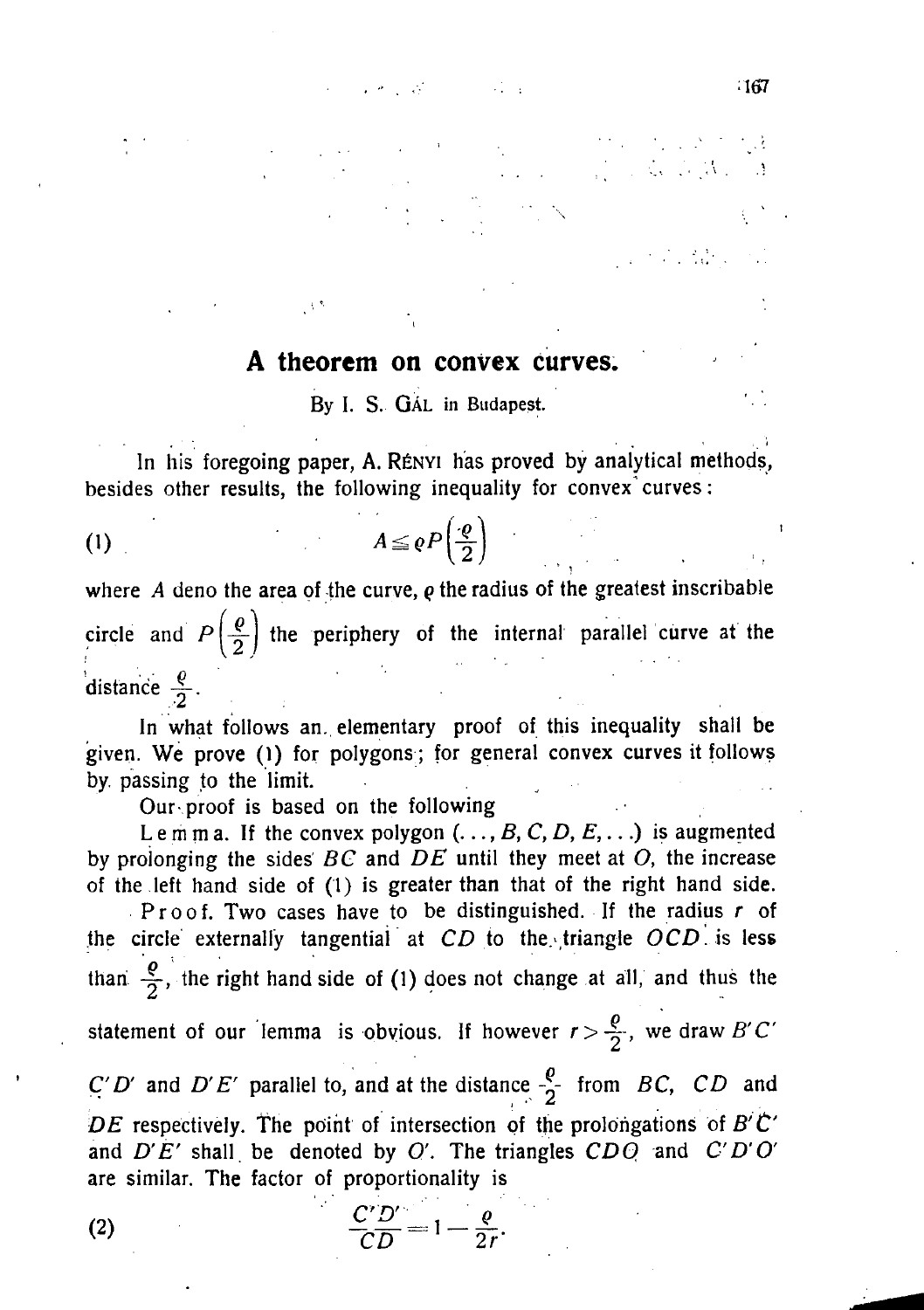# A theorem on convex curves.

By I. S. GÁL in Budapest.

In his foregoing paper, A. RÉNYI has proved by analytical methods, besides other results, the following inequality for convex curves:

$$A \leqq \varrho P\left(\frac{\varrho}{2}\right) \tag{1}$$

where $A$ deno the area of the curve, $\varrho$ the radius of the greatest inscribable circle and $P\left(\frac{\varrho}{2}\right)$ the periphery of the internal parallel curve at the distance $\frac{\varrho}{2}$.

In what follows an elementary proof of this inequality shall be given. We prove (1) for polygons; for general convex curves it follows by passing to the limit.

Our proof is based on the following

**Lemma.** If the convex polygon $(\ldots, B, C, D, E, \ldots)$ is augmented by prolonging the sides $BC$ and $DE$ until they meet at $O$, the increase of the left hand side of (1) is greater than that of the right hand side.

**Proof.** Two cases have to be distinguished. If the radius $r$ of the circle externally tangential at $CD$ to the triangle $OCD$ is less than $\frac{\varrho}{2}$, the right hand side of (1) does not change at all, and thus the statement of our lemma is obvious. If however $r > \frac{\varrho}{2}$, we draw $B'C'$ $C'D'$ and $D'E'$ parallel to, and at the distance $\frac{\varrho}{2}$ from $BC$, $CD$ and $DE$ respectively. The point of intersection of the prolongations of $B'C'$ and $D'E'$ shall be denoted by $O'$. The triangles $CDO$ and $C'D'O'$ are similar. The factor of proportionality is

$$\frac{C'D'}{CD} = 1 - \frac{\varrho}{2r}. \tag{2}$$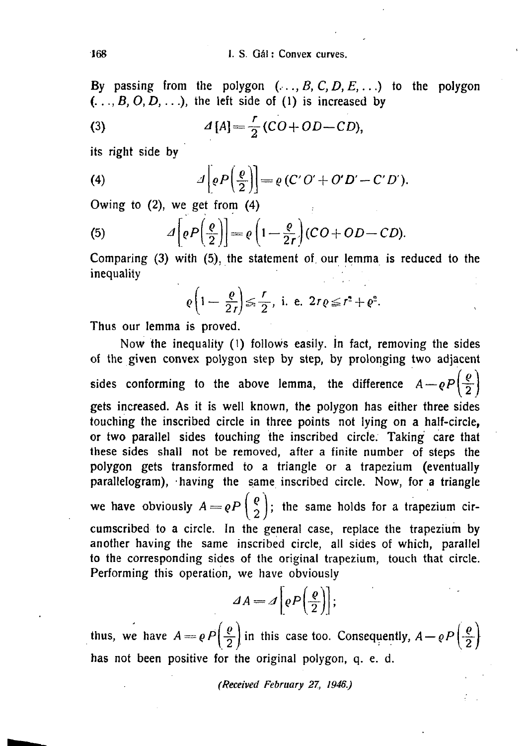By passing from the polygon $(\ldots, B, C, D, E, \ldots)$ to the polygon $(\ldots, B, O, D, \ldots)$, the left side of (1) is increased by

$$\Delta[A] = \frac{r}{2}(CO + OD - CD), \tag{3}$$

its right side by

$$\Delta\left[\varrho P\left(\frac{\varrho}{2}\right)\right] = \varrho\,(C'O' + O'D' - C'D'). \tag{4}$$

Owing to (2), we get from (4)

$$\Delta\left[\varrho P\left(\frac{\varrho}{2}\right)\right] = \varrho\left(1 - \frac{\varrho}{2r}\right)(CO + OD - CD). \tag{5}$$

Comparing (3) with (5), the statement of our lemma is reduced to the inequality

$$\varrho\left(1 - \frac{\varrho}{2r}\right) \leqq \frac{r}{2}, \text{ i. e. } 2r\varrho \leqq r^2 + \varrho^2.$$

Thus our lemma is proved.

Now the inequality (1) follows easily. In fact, removing the sides of the given convex polygon step by step, by prolonging two adjacent sides conforming to the above lemma, the difference $A - \varrho P\left(\frac{\varrho}{2}\right)$ gets increased. As it is well known, the polygon has either three sides touching the inscribed circle in three points not lying on a half-circle, or two parallel sides touching the inscribed circle. Taking care that these sides shall not be removed, after a finite number of steps the polygon gets transformed to a triangle or a trapezium (eventually parallelogram), having the same inscribed circle. Now, for a triangle we have obviously $A = \varrho P\left(\frac{\varrho}{2}\right)$; the same holds for a trapezium circumscribed to a circle. In the general case, replace the trapezium by another having the same inscribed circle, all sides of which, parallel to the corresponding sides of the original trapezium, touch that circle. Performing this operation, we have obviously

$$\Delta A = \Delta\left[\varrho P\left(\frac{\varrho}{2}\right)\right];$$

thus, we have $A = \varrho P\left(\frac{\varrho}{2}\right)$ in this case too. Consequently, $A - \varrho P\left(\frac{\varrho}{2}\right)$ has not been positive for the original polygon, q. e. d.

*(Received February 27, 1946.)*